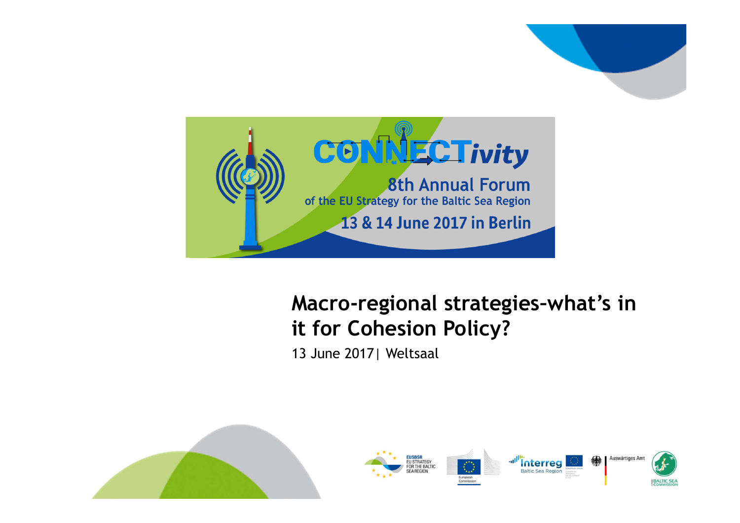CONNECTivity

8th Annual Forum

of the EU Strategy for the Baltic Sea Region

13 & 14 June 2017 in Berlin

# Macro-regional strategies-what's in it for Cohesion Policy?

13 June 2017| Weltsaal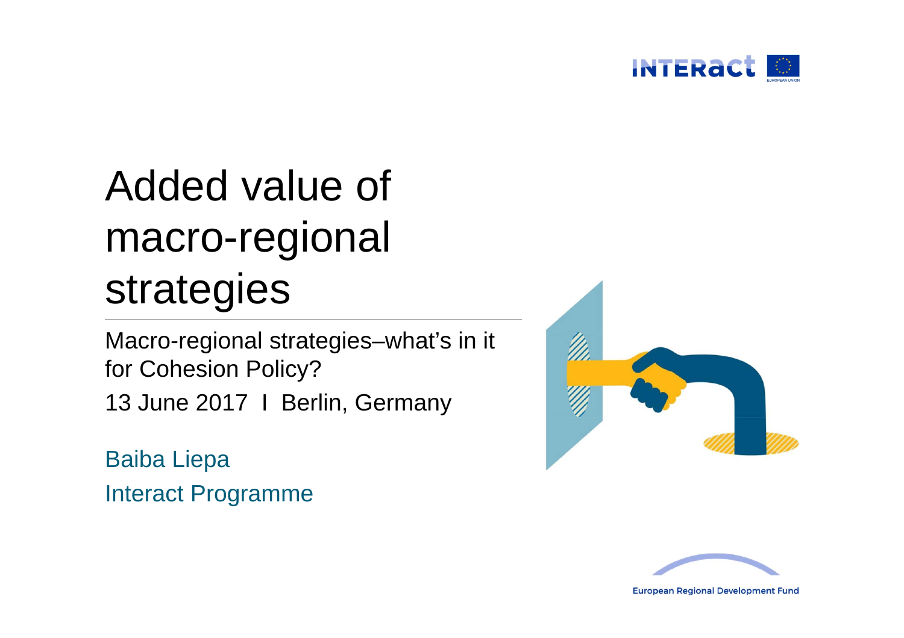# Added value of macro-regional strategies

Macro-regional strategies–what's in it for Cohesion Policy?

13 June 2017 I Berlin, Germany

Baiba Liepa

Interact Programme

European Regional Development Fund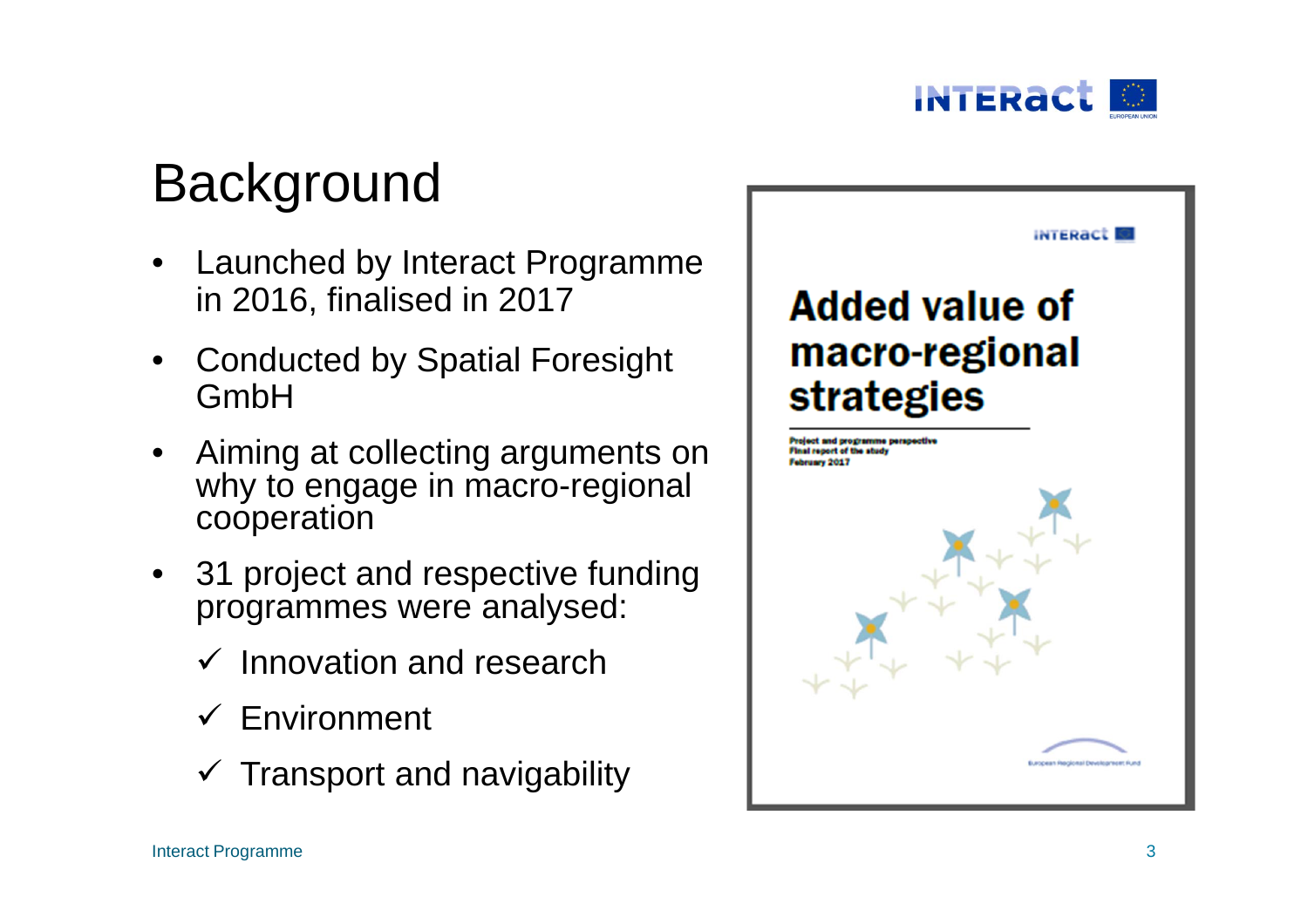# Background

- Launched by Interact Programme in 2016, finalised in 2017
- Conducted by Spatial Foresight GmbH
- Aiming at collecting arguments on why to engage in macro-regional cooperation
- 31 project and respective funding programmes were analysed:
  - ✓ Innovation and research
  - ✓ Environment
  - ✓ Transport and navigability

**Added value of macro-regional strategies**

Project and programme perspective
Final report of the study
February 2017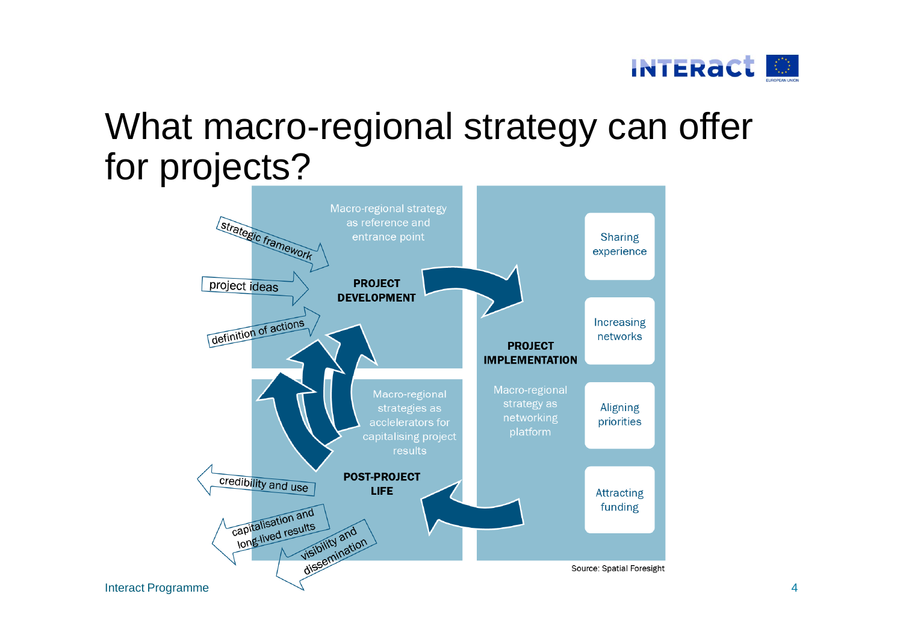# What macro-regional strategy can offer for projects?

**PROJECT DEVELOPMENT**

Macro-regional strategy as reference and entrance point

- strategic framework
- project ideas
- definition of actions

**PROJECT IMPLEMENTATION**

Macro-regional strategy as networking platform

- Sharing experience
- Increasing networks
- Aligning priorities
- Attracting funding

**POST-PROJECT LIFE**

Macro-regional strategies as acclelerators for capitalising project results

- credibility and use
- capitalisation and long-lived results
- visibility and dissemination

Source: Spatial Foresight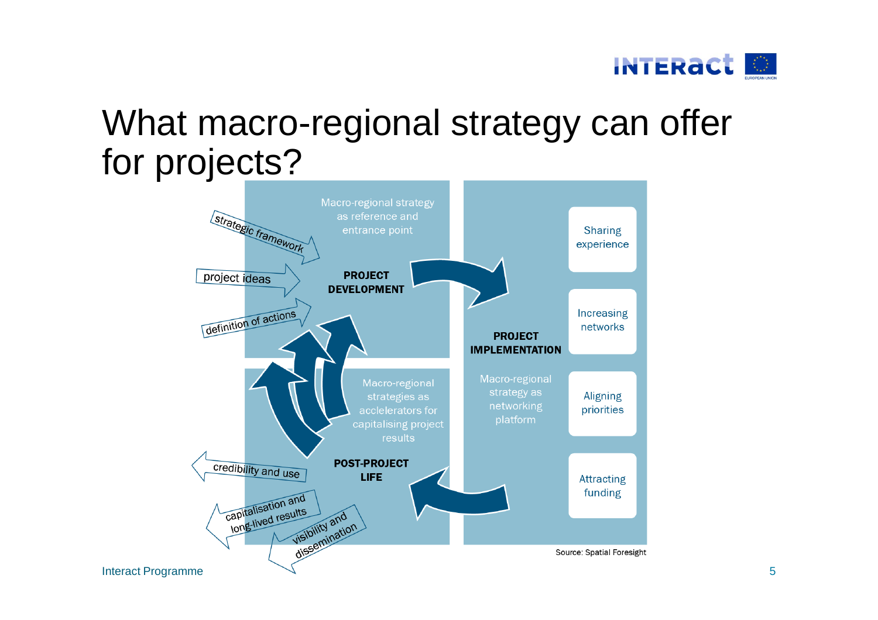# What macro-regional strategy can offer for projects?

Macro-regional strategy as reference and entrance point

strategic framework

project ideas

definition of actions

**PROJECT DEVELOPMENT**

**PROJECT IMPLEMENTATION**

Macro-regional strategy as networking platform

Sharing experience

Increasing networks

Aligning priorities

Attracting funding

Macro-regional strategies as acclelerators for capitalising project results

**POST-PROJECT LIFE**

credibility and use

capitalisation and long-lived results

visibility and dissemination

Source: Spatial Foresight

Interact Programme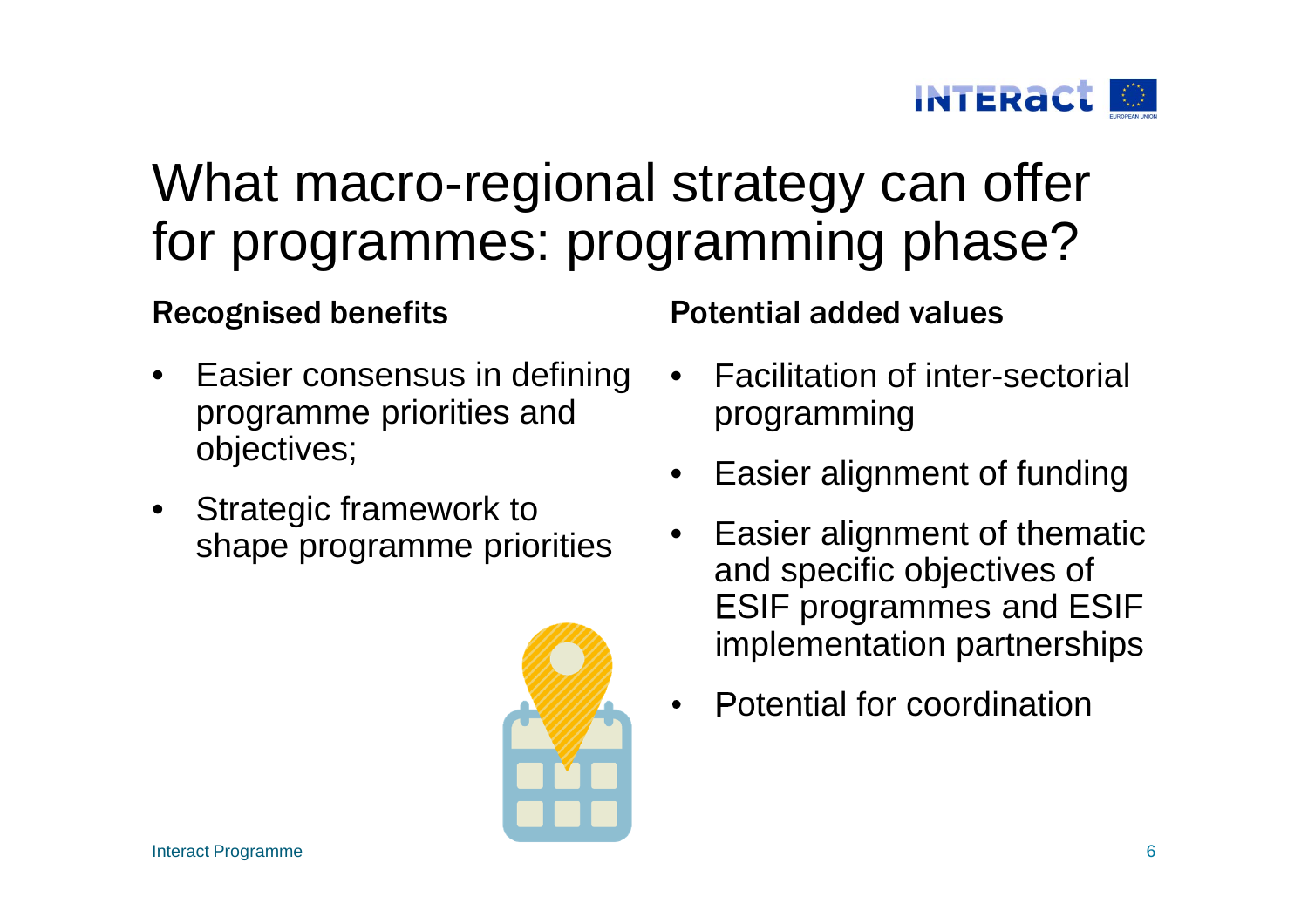# What macro-regional strategy can offer for programmes: programming phase?

**Recognised benefits**

- Easier consensus in defining programme priorities and objectives;
- Strategic framework to shape programme priorities

**Potential added values**

- Facilitation of inter-sectorial programming
- Easier alignment of funding
- Easier alignment of thematic and specific objectives of ESIF programmes and ESIF implementation partnerships
- Potential for coordination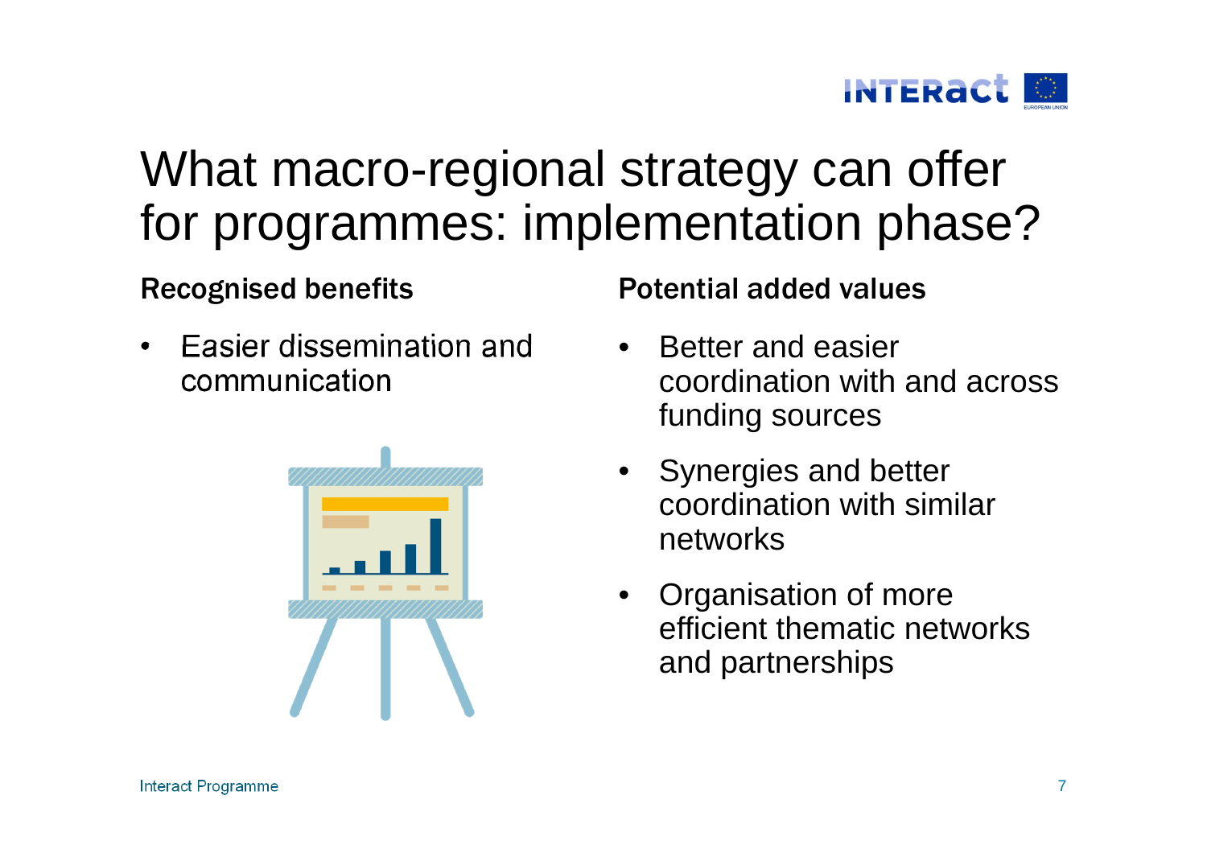# What macro-regional strategy can offer for programmes: implementation phase?

**Recognised benefits**

- Easier dissemination and communication

**Potential added values**

- Better and easier coordination with and across funding sources
- Synergies and better coordination with similar networks
- Organisation of more efficient thematic networks and partnerships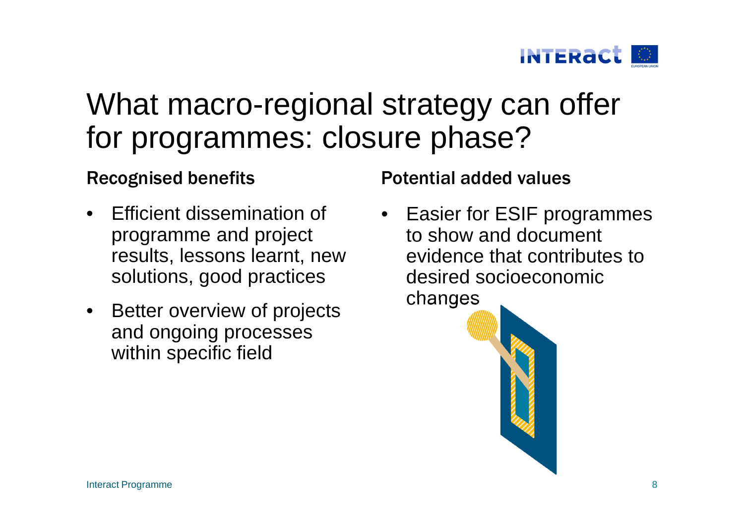# What macro-regional strategy can offer for programmes: closure phase?

## Recognised benefits

- Efficient dissemination of programme and project results, lessons learnt, new solutions, good practices
- Better overview of projects and ongoing processes within specific field

## Potential added values

- Easier for ESIF programmes to show and document evidence that contributes to desired socioeconomic changes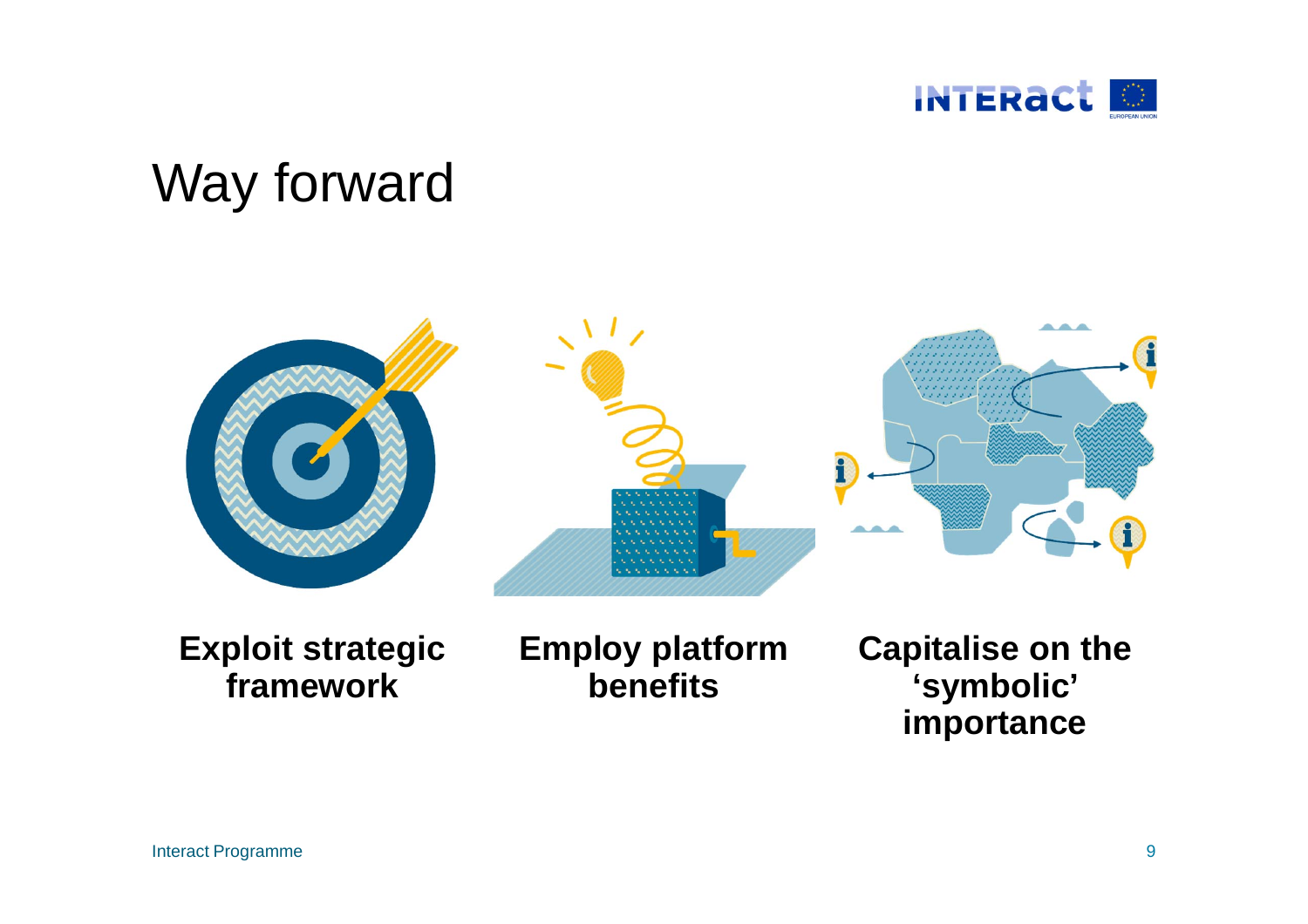# Way forward

**Exploit strategic framework**

**Employ platform benefits**

**Capitalise on the ‘symbolic’ importance**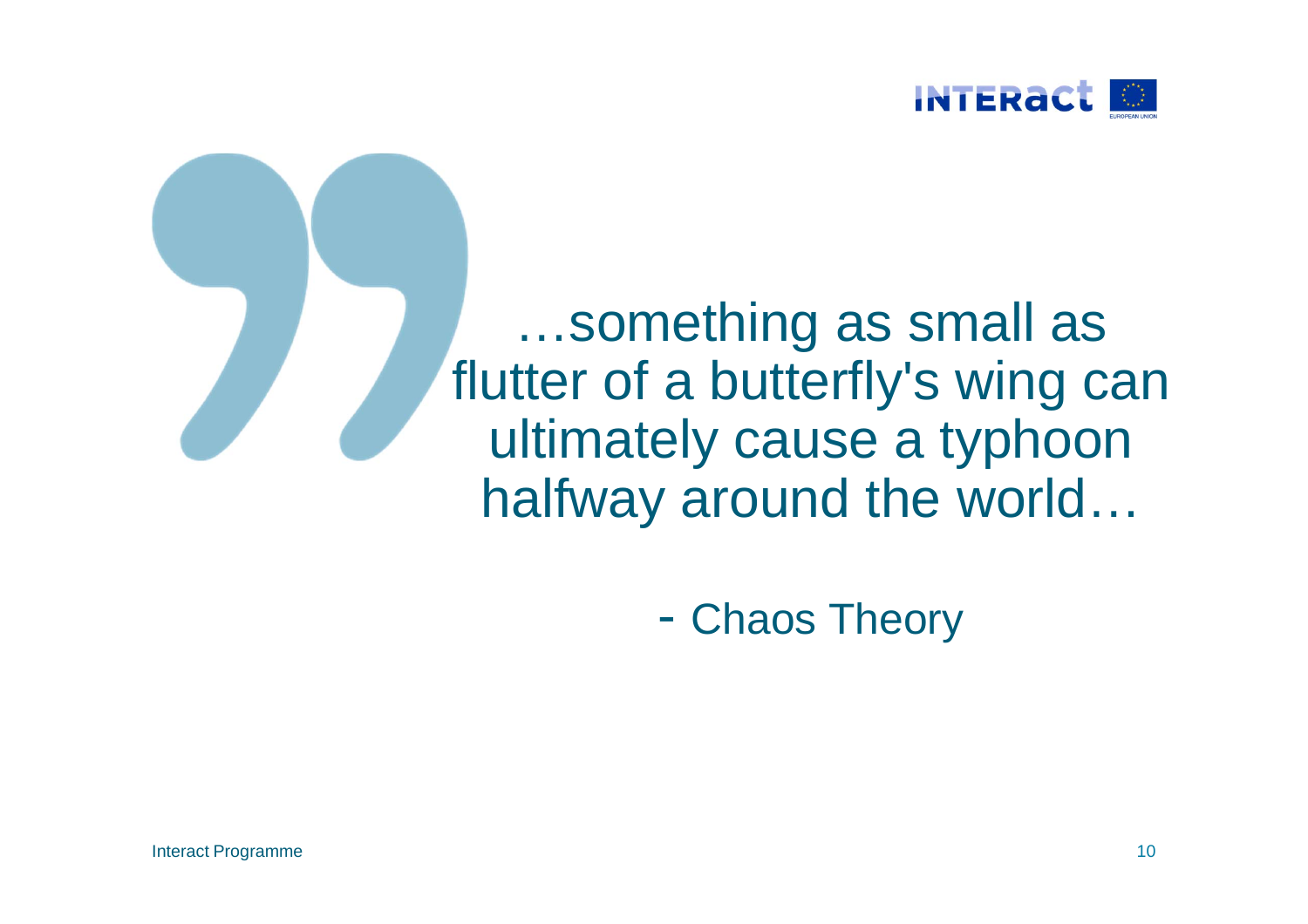…something as small as flutter of a butterfly's wing can ultimately cause a typhoon halfway around the world…

- Chaos Theory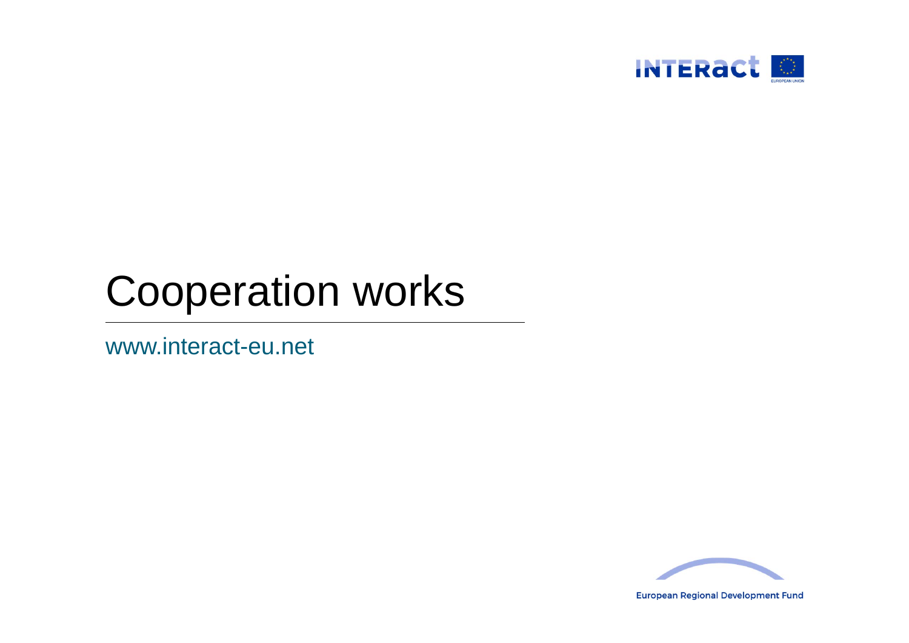INTERACT

EUROPEAN UNION

# Cooperation works

www.interact-eu.net

European Regional Development Fund